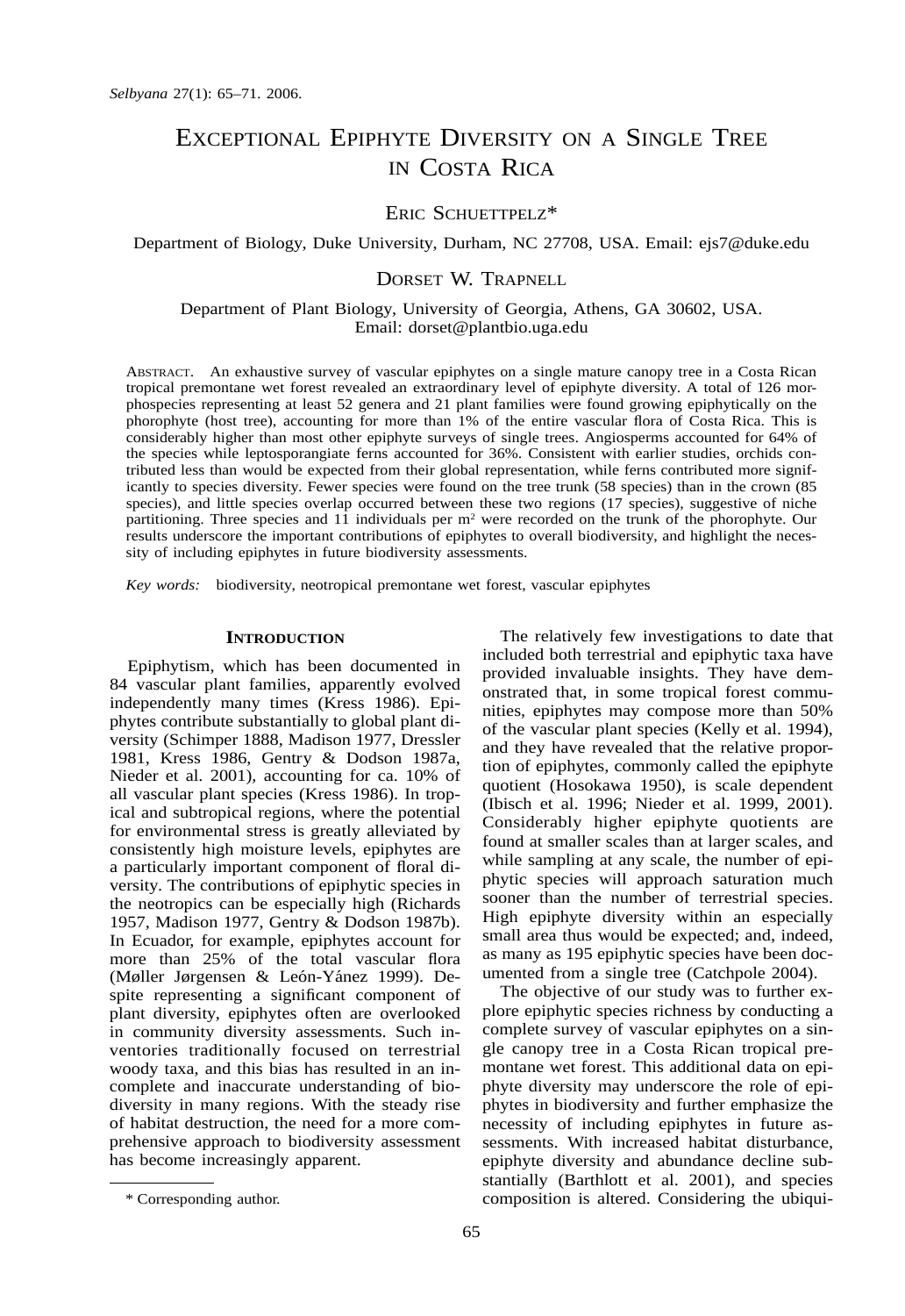# EXCEPTIONAL EPIPHYTE DIVERSITY ON A SINGLE TREE IN COSTA RICA

ERIC SCHUETTPELZ*

Department of Biology, Duke University, Durham, NC 27708, USA. Email: ejs7@duke.edu

DORSET W. TRAPNELL

Department of Plant Biology, University of Georgia, Athens, GA 30602, USA. Email: dorset@plantbio.uga.edu

ABSTRACT. An exhaustive survey of vascular epiphytes on a single mature canopy tree in a Costa Rican tropical premontane wet forest revealed an extraordinary level of epiphyte diversity. A total of 126 morphospecies representing at least 52 genera and 21 plant families were found growing epiphytically on the phorophyte (host tree), accounting for more than 1% of the entire vascular flora of Costa Rica. This is considerably higher than most other epiphyte surveys of single trees. Angiosperms accounted for 64% of the species while leptosporangiate ferns accounted for 36%. Consistent with earlier studies, orchids contributed less than would be expected from their global representation, while ferns contributed more significantly to species diversity. Fewer species were found on the tree trunk (58 species) than in the crown (85 species), and little species overlap occurred between these two regions (17 species), suggestive of niche partitioning. Three species and 11 individuals per m$^2$ were recorded on the trunk of the phorophyte. Our results underscore the important contributions of epiphytes to overall biodiversity, and highlight the necessity of including epiphytes in future biodiversity assessments.

*Key words:* biodiversity, neotropical premontane wet forest, vascular epiphytes

## INTRODUCTION

Epiphytism, which has been documented in 84 vascular plant families, apparently evolved independently many times (Kress 1986). Epiphytes contribute substantially to global plant diversity (Schimper 1888, Madison 1977, Dressler 1981, Kress 1986, Gentry & Dodson 1987a, Nieder et al. 2001), accounting for ca. 10% of all vascular plant species (Kress 1986). In tropical and subtropical regions, where the potential for environmental stress is greatly alleviated by consistently high moisture levels, epiphytes are a particularly important component of floral diversity. The contributions of epiphytic species in the neotropics can be especially high (Richards 1957, Madison 1977, Gentry & Dodson 1987b). In Ecuador, for example, epiphytes account for more than 25% of the total vascular flora (Møller Jørgensen & León-Yánez 1999). Despite representing a significant component of plant diversity, epiphytes often are overlooked in community diversity assessments. Such inventories traditionally focused on terrestrial woody taxa, and this bias has resulted in an incomplete and inaccurate understanding of biodiversity in many regions. With the steady rise of habitat destruction, the need for a more comprehensive approach to biodiversity assessment has become increasingly apparent.

The relatively few investigations to date that included both terrestrial and epiphytic taxa have provided invaluable insights. They have demonstrated that, in some tropical forest communities, epiphytes may compose more than 50% of the vascular plant species (Kelly et al. 1994), and they have revealed that the relative proportion of epiphytes, commonly called the epiphyte quotient (Hosokawa 1950), is scale dependent (Ibisch et al. 1996; Nieder et al. 1999, 2001). Considerably higher epiphyte quotients are found at smaller scales than at larger scales, and while sampling at any scale, the number of epiphytic species will approach saturation much sooner than the number of terrestrial species. High epiphyte diversity within an especially small area thus would be expected; and, indeed, as many as 195 epiphytic species have been documented from a single tree (Catchpole 2004).

The objective of our study was to further explore epiphytic species richness by conducting a complete survey of vascular epiphytes on a single canopy tree in a Costa Rican tropical premontane wet forest. This additional data on epiphyte diversity may underscore the role of epiphytes in biodiversity and further emphasize the necessity of including epiphytes in future assessments. With increased habitat disturbance, epiphyte diversity and abundance decline substantially (Barthlott et al. 2001), and species composition is altered. Considering the ubiqui-

\* Corresponding author.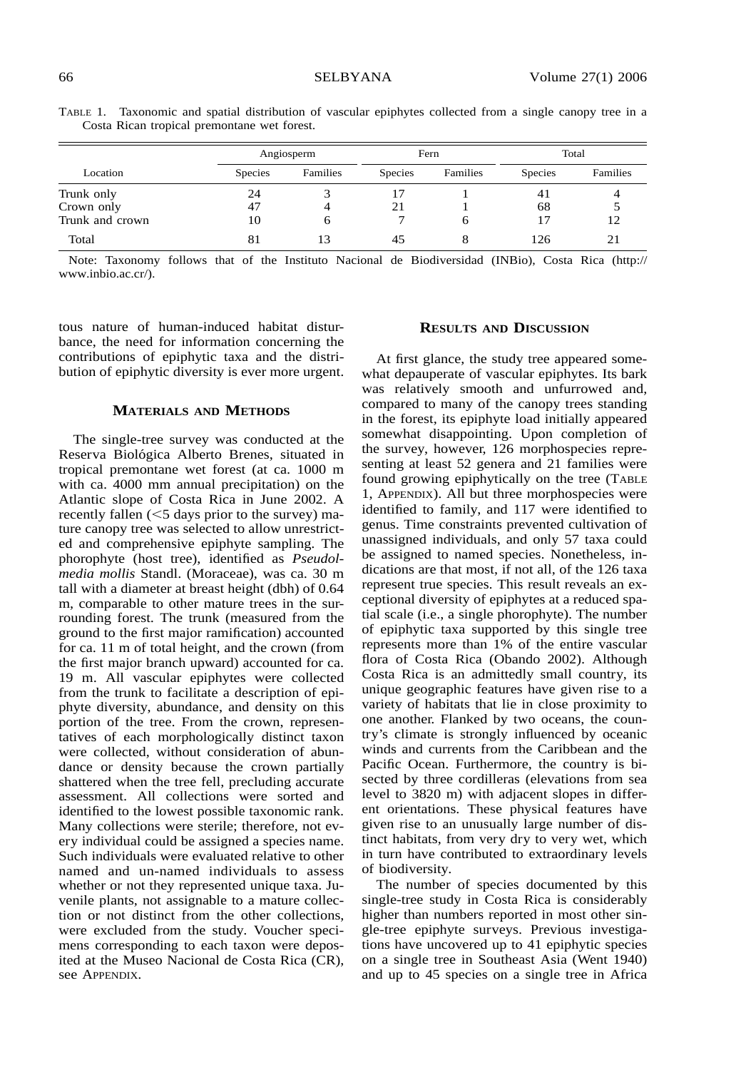TABLE 1. Taxonomic and spatial distribution of vascular epiphytes collected from a single canopy tree in a Costa Rican tropical premontane wet forest.

| Location | Angiosperm | | Fern | | Total | |
|---|---|---|---|---|---|---|
| | Species | Families | Species | Families | Species | Families |
| Trunk only | 24 | 3 | 17 | 1 | 41 | 4 |
| Crown only | 47 | 4 | 21 | 1 | 68 | 5 |
| Trunk and crown | 10 | 6 | 7 | 6 | 17 | 12 |
| Total | 81 | 13 | 45 | 8 | 126 | 21 |

Note: Taxonomy follows that of the Instituto Nacional de Biodiversidad (INBio), Costa Rica (http://www.inbio.ac.cr/).

tous nature of human-induced habitat disturbance, the need for information concerning the contributions of epiphytic taxa and the distribution of epiphytic diversity is ever more urgent.

## MATERIALS AND METHODS

The single-tree survey was conducted at the Reserva Biológica Alberto Brenes, situated in tropical premontane wet forest (at ca. 1000 m with ca. 4000 mm annual precipitation) on the Atlantic slope of Costa Rica in June 2002. A recently fallen (<5 days prior to the survey) mature canopy tree was selected to allow unrestricted and comprehensive epiphyte sampling. The phorophyte (host tree), identified as *Pseudolmedia mollis* Standl. (Moraceae), was ca. 30 m tall with a diameter at breast height (dbh) of 0.64 m, comparable to other mature trees in the surrounding forest. The trunk (measured from the ground to the first major ramification) accounted for ca. 11 m of total height, and the crown (from the first major branch upward) accounted for ca. 19 m. All vascular epiphytes were collected from the trunk to facilitate a description of epiphyte diversity, abundance, and density on this portion of the tree. From the crown, representatives of each morphologically distinct taxon were collected, without consideration of abundance or density because the crown partially shattered when the tree fell, precluding accurate assessment. All collections were sorted and identified to the lowest possible taxonomic rank. Many collections were sterile; therefore, not every individual could be assigned a species name. Such individuals were evaluated relative to other named and un-named individuals to assess whether or not they represented unique taxa. Juvenile plants, not assignable to a mature collection or not distinct from the other collections, were excluded from the study. Voucher specimens corresponding to each taxon were deposited at the Museo Nacional de Costa Rica (CR), see APPENDIX.

## RESULTS AND DISCUSSION

At first glance, the study tree appeared somewhat depauperate of vascular epiphytes. Its bark was relatively smooth and unfurrowed and, compared to many of the canopy trees standing in the forest, its epiphyte load initially appeared somewhat disappointing. Upon completion of the survey, however, 126 morphospecies representing at least 52 genera and 21 families were found growing epiphytically on the tree (TABLE 1, APPENDIX). All but three morphospecies were identified to family, and 117 were identified to genus. Time constraints prevented cultivation of unassigned individuals, and only 57 taxa could be assigned to named species. Nonetheless, indications are that most, if not all, of the 126 taxa represent true species. This result reveals an exceptional diversity of epiphytes at a reduced spatial scale (i.e., a single phorophyte). The number of epiphytic taxa supported by this single tree represents more than 1% of the entire vascular flora of Costa Rica (Obando 2002). Although Costa Rica is an admittedly small country, its unique geographic features have given rise to a variety of habitats that lie in close proximity to one another. Flanked by two oceans, the country's climate is strongly influenced by oceanic winds and currents from the Caribbean and the Pacific Ocean. Furthermore, the country is bisected by three cordilleras (elevations from sea level to 3820 m) with adjacent slopes in different orientations. These physical features have given rise to an unusually large number of distinct habitats, from very dry to very wet, which in turn have contributed to extraordinary levels of biodiversity.

The number of species documented by this single-tree study in Costa Rica is considerably higher than numbers reported in most other single-tree epiphyte surveys. Previous investigations have uncovered up to 41 epiphytic species on a single tree in Southeast Asia (Went 1940) and up to 45 species on a single tree in Africa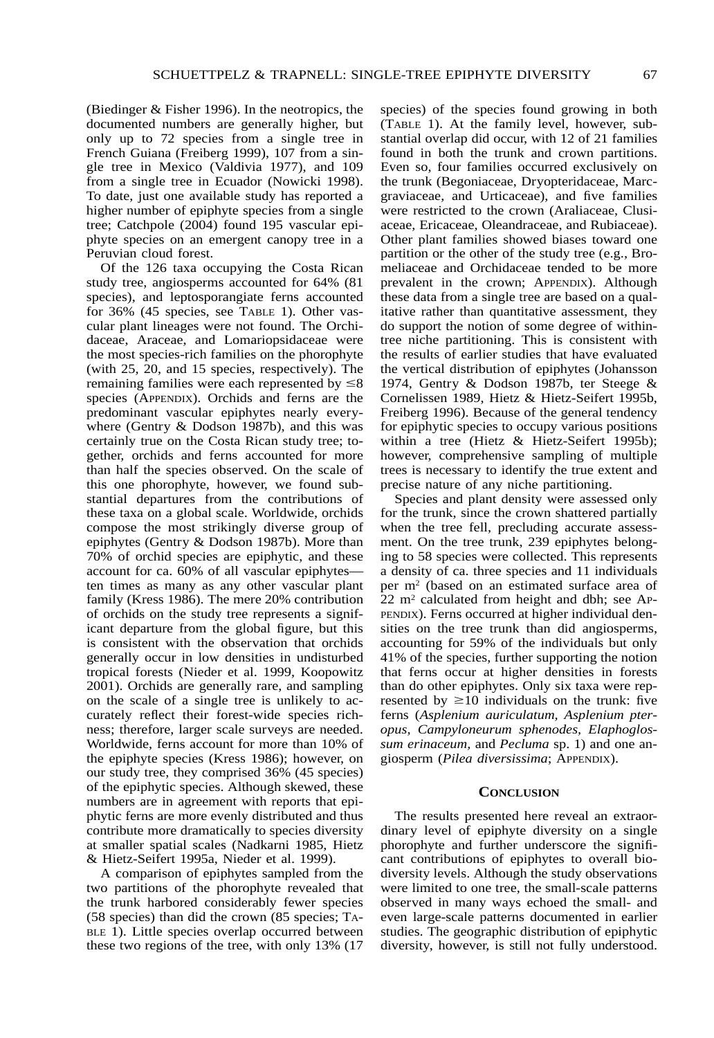(Biedinger & Fisher 1996). In the neotropics, the documented numbers are generally higher, but only up to 72 species from a single tree in French Guiana (Freiberg 1999), 107 from a single tree in Mexico (Valdivia 1977), and 109 from a single tree in Ecuador (Nowicki 1998). To date, just one available study has reported a higher number of epiphyte species from a single tree; Catchpole (2004) found 195 vascular epiphyte species on an emergent canopy tree in a Peruvian cloud forest.

Of the 126 taxa occupying the Costa Rican study tree, angiosperms accounted for 64% (81 species), and leptosporangiate ferns accounted for 36% (45 species, see TABLE 1). Other vascular plant lineages were not found. The Orchidaceae, Araceae, and Lomariopsidaceae were the most species-rich families on the phorophyte (with 25, 20, and 15 species, respectively). The remaining families were each represented by $\leq$8 species (APPENDIX). Orchids and ferns are the predominant vascular epiphytes nearly everywhere (Gentry & Dodson 1987b), and this was certainly true on the Costa Rican study tree; together, orchids and ferns accounted for more than half the species observed. On the scale of this one phorophyte, however, we found substantial departures from the contributions of these taxa on a global scale. Worldwide, orchids compose the most strikingly diverse group of epiphytes (Gentry & Dodson 1987b). More than 70% of orchid species are epiphytic, and these account for ca. 60% of all vascular epiphytes—ten times as many as any other vascular plant family (Kress 1986). The mere 20% contribution of orchids on the study tree represents a significant departure from the global figure, but this is consistent with the observation that orchids generally occur in low densities in undisturbed tropical forests (Nieder et al. 1999, Koopowitz 2001). Orchids are generally rare, and sampling on the scale of a single tree is unlikely to accurately reflect their forest-wide species richness; therefore, larger scale surveys are needed. Worldwide, ferns account for more than 10% of the epiphyte species (Kress 1986); however, on our study tree, they comprised 36% (45 species) of the epiphytic species. Although skewed, these numbers are in agreement with reports that epiphytic ferns are more evenly distributed and thus contribute more dramatically to species diversity at smaller spatial scales (Nadkarni 1985, Hietz & Hietz-Seifert 1995a, Nieder et al. 1999).

A comparison of epiphytes sampled from the two partitions of the phorophyte revealed that the trunk harbored considerably fewer species (58 species) than did the crown (85 species; TABLE 1). Little species overlap occurred between these two regions of the tree, with only 13% (17 species) of the species found growing in both (TABLE 1). At the family level, however, substantial overlap did occur, with 12 of 21 families found in both the trunk and crown partitions. Even so, four families occurred exclusively on the trunk (Begoniaceae, Dryopteridaceae, Marcgraviaceae, and Urticaceae), and five families were restricted to the crown (Araliaceae, Clusiaceae, Ericaceae, Oleandraceae, and Rubiaceae). Other plant families showed biases toward one partition or the other of the study tree (e.g., Bromeliaceae and Orchidaceae tended to be more prevalent in the crown; APPENDIX). Although these data from a single tree are based on a qualitative rather than quantitative assessment, they do support the notion of some degree of within-tree niche partitioning. This is consistent with the results of earlier studies that have evaluated the vertical distribution of epiphytes (Johansson 1974, Gentry & Dodson 1987b, ter Steege & Cornelissen 1989, Hietz & Hietz-Seifert 1995b, Freiberg 1996). Because of the general tendency for epiphytic species to occupy various positions within a tree (Hietz & Hietz-Seifert 1995b); however, comprehensive sampling of multiple trees is necessary to identify the true extent and precise nature of any niche partitioning.

Species and plant density were assessed only for the trunk, since the crown shattered partially when the tree fell, precluding accurate assessment. On the tree trunk, 239 epiphytes belonging to 58 species were collected. This represents a density of ca. three species and 11 individuals per $m^2$ (based on an estimated surface area of 22 $m^2$ calculated from height and dbh; see APPENDIX). Ferns occurred at higher individual densities on the tree trunk than did angiosperms, accounting for 59% of the individuals but only 41% of the species, further supporting the notion that ferns occur at higher densities in forests than do other epiphytes. Only six taxa were represented by $\geq$10 individuals on the trunk: five ferns (*Asplenium auriculatum, Asplenium pteropus, Campyloneurum sphenodes, Elaphoglossum erinaceum,* and *Pecluma* sp. 1) and one angiosperm (*Pilea diversissima*; APPENDIX).

## CONCLUSION

The results presented here reveal an extraordinary level of epiphyte diversity on a single phorophyte and further underscore the significant contributions of epiphytes to overall biodiversity levels. Although the study observations were limited to one tree, the small-scale patterns observed in many ways echoed the small- and even large-scale patterns documented in earlier studies. The geographic distribution of epiphytic diversity, however, is still not fully understood.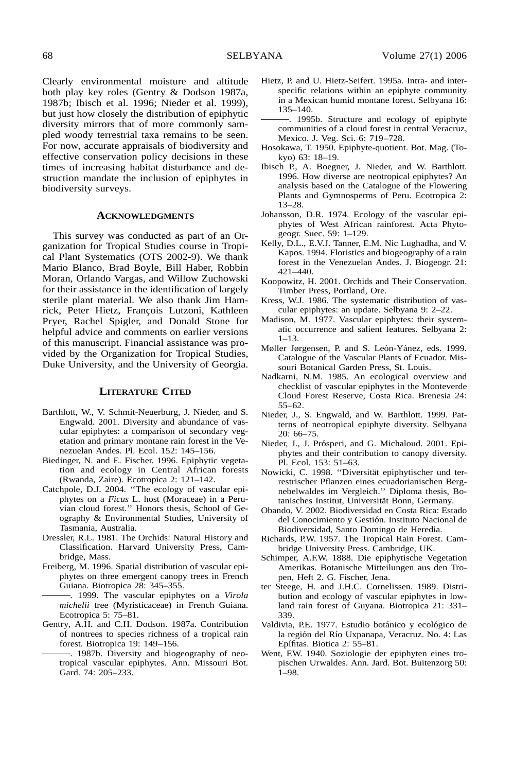Clearly environmental moisture and altitude both play key roles (Gentry & Dodson 1987a, 1987b; Ibisch et al. 1996; Nieder et al. 1999), but just how closely the distribution of epiphytic diversity mirrors that of more commonly sampled woody terrestrial taxa remains to be seen. For now, accurate appraisals of biodiversity and effective conservation policy decisions in these times of increasing habitat disturbance and destruction mandate the inclusion of epiphytes in biodiversity surveys.

## Acknowledgments

This survey was conducted as part of an Organization for Tropical Studies course in Tropical Plant Systematics (OTS 2002-9). We thank Mario Blanco, Brad Boyle, Bill Haber, Robbin Moran, Orlando Vargas, and Willow Zuchowski for their assistance in the identification of largely sterile plant material. We also thank Jim Hamrick, Peter Hietz, François Lutzoni, Kathleen Pryer, Rachel Spigler, and Donald Stone for helpful advice and comments on earlier versions of this manuscript. Financial assistance was provided by the Organization for Tropical Studies, Duke University, and the University of Georgia.

## Literature Cited

Barthlott, W., V. Schmit-Neuerburg, J. Nieder, and S. Engwald. 2001. Diversity and abundance of vascular epiphytes: a comparison of secondary vegetation and primary montane rain forest in the Venezuelan Andes. Pl. Ecol. 152: 145–156.

Biedinger, N. and E. Fischer. 1996. Epiphytic vegetation and ecology in Central African forests (Rwanda, Zaire). Ecotropica 2: 121–142.

Catchpole, D.J. 2004. ''The ecology of vascular epiphytes on a *Ficus* L. host (Moraceae) in a Peruvian cloud forest.'' Honors thesis, School of Geography & Environmental Studies, University of Tasmania, Australia.

Dressler, R.L. 1981. The Orchids: Natural History and Classification. Harvard University Press, Cambridge, Mass.

Freiberg, M. 1996. Spatial distribution of vascular epiphytes on three emergent canopy trees in French Guiana. Biotropica 28: 345–355.

———. 1999. The vascular epiphytes on a *Virola michelii* tree (Myristicaceae) in French Guiana. Ecotropica 5: 75–81.

Gentry, A.H. and C.H. Dodson. 1987a. Contribution of nontrees to species richness of a tropical rain forest. Biotropica 19: 149–156.

———. 1987b. Diversity and biogeography of neotropical vascular epiphytes. Ann. Missouri Bot. Gard. 74: 205–233.

Hietz, P. and U. Hietz-Seifert. 1995a. Intra- and interspecific relations within an epiphyte community in a Mexican humid montane forest. Selbyana 16: 135–140.

———. 1995b. Structure and ecology of epiphyte communities of a cloud forest in central Veracruz, Mexico. J. Veg. Sci. 6: 719–728.

Hosokawa, T. 1950. Epiphyte-quotient. Bot. Mag. (Tokyo) 63: 18–19.

Ibisch P., A. Boegner, J. Nieder, and W. Barthlott. 1996. How diverse are neotropical epiphytes? An analysis based on the Catalogue of the Flowering Plants and Gymnosperms of Peru. Ecotropica 2: 13–28.

Johansson, D.R. 1974. Ecology of the vascular epiphytes of West African rainforest. Acta Phytogeogr. Suec. 59: 1–129.

Kelly, D.L., E.V.J. Tanner, E.M. Nic Lughadha, and V. Kapos. 1994. Floristics and biogeography of a rain forest in the Venezuelan Andes. J. Biogeogr. 21: 421–440.

Koopowitz, H. 2001. Orchids and Their Conservation. Timber Press, Portland, Ore.

Kress, W.J. 1986. The systematic distribution of vascular epiphytes: an update. Selbyana 9: 2–22.

Madison, M. 1977. Vascular epiphytes: their systematic occurrence and salient features. Selbyana 2: 1–13.

Møller Jørgensen, P. and S. León-Yánez, eds. 1999. Catalogue of the Vascular Plants of Ecuador. Missouri Botanical Garden Press, St. Louis.

Nadkarni, N.M. 1985. An ecological overview and checklist of vascular epiphytes in the Monteverde Cloud Forest Reserve, Costa Rica. Brenesia 24: 55–62.

Nieder, J., S. Engwald, and W. Barthlott. 1999. Patterns of neotropical epiphyte diversity. Selbyana 20: 66–75.

Nieder, J., J. Prósperi, and G. Michaloud. 2001. Epiphytes and their contribution to canopy diversity. Pl. Ecol. 153: 51–63.

Nowicki, C. 1998. ''Diversität epiphytischer und terrestrischer Pflanzen eines ecuadorianischen Bergnebelwaldes im Vergleich.'' Diploma thesis, Botanisches Institut, Universität Bonn, Germany.

Obando, V. 2002. Biodiversidad en Costa Rica: Estado del Conocimiento y Gestión. Instituto Nacional de Biodiversidad, Santo Domingo de Heredia.

Richards, P.W. 1957. The Tropical Rain Forest. Cambridge University Press. Cambridge, UK.

Schimper, A.F.W. 1888. Die epiphytische Vegetation Amerikas. Botanische Mitteilungen aus den Tropen, Heft 2. G. Fischer, Jena.

ter Steege, H. and J.H.C. Cornelissen. 1989. Distribution and ecology of vascular epiphytes in lowland rain forest of Guyana. Biotropica 21: 331–339.

Valdivia, P.E. 1977. Estudio botánico y ecológico de la región del Río Uxpanapa, Veracruz. No. 4: Las Epífitas. Biotica 2: 55–81.

Went, F.W. 1940. Soziologie der epiphyten eines tropischen Urwaldes. Ann. Jard. Bot. Buitenzorg 50: 1–98.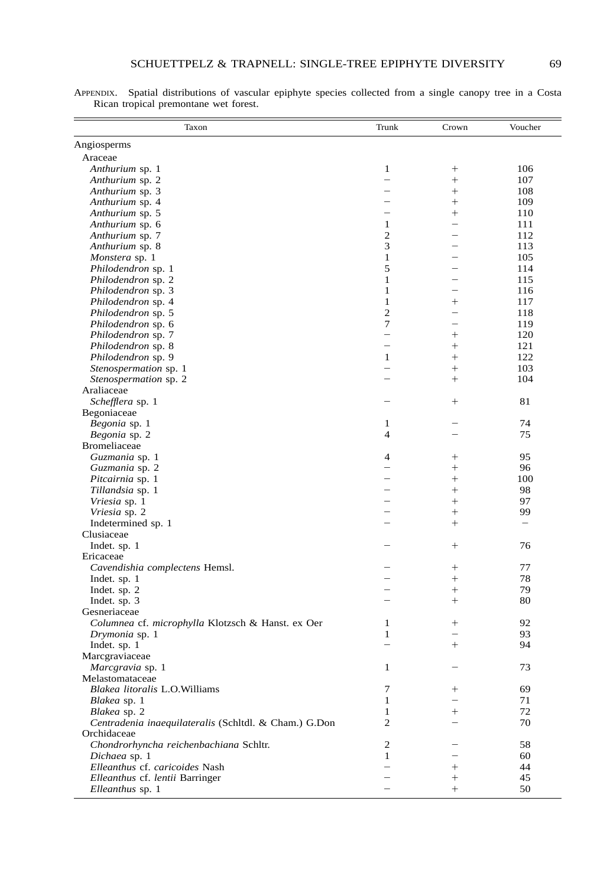APPENDIX. Spatial distributions of vascular epiphyte species collected from a single canopy tree in a Costa Rican tropical premontane wet forest.

| Taxon | Trunk | Crown | Voucher |
|---|---|---|---|
| Angiosperms | | | |
| Araceae | | | |
| *Anthurium* sp. 1 | 1 | + | 106 |
| *Anthurium* sp. 2 | – | + | 107 |
| *Anthurium* sp. 3 | – | + | 108 |
| *Anthurium* sp. 4 | – | + | 109 |
| *Anthurium* sp. 5 | – | + | 110 |
| *Anthurium* sp. 6 | 1 | – | 111 |
| *Anthurium* sp. 7 | 2 | – | 112 |
| *Anthurium* sp. 8 | 3 | – | 113 |
| *Monstera* sp. 1 | 1 | – | 105 |
| *Philodendron* sp. 1 | 5 | – | 114 |
| *Philodendron* sp. 2 | 1 | – | 115 |
| *Philodendron* sp. 3 | 1 | – | 116 |
| *Philodendron* sp. 4 | 1 | + | 117 |
| *Philodendron* sp. 5 | 2 | – | 118 |
| *Philodendron* sp. 6 | 7 | – | 119 |
| *Philodendron* sp. 7 | – | + | 120 |
| *Philodendron* sp. 8 | – | + | 121 |
| *Philodendron* sp. 9 | 1 | + | 122 |
| *Stenospermation* sp. 1 | – | + | 103 |
| *Stenospermation* sp. 2 | – | + | 104 |
| Araliaceae | | | |
| *Schefflera* sp. 1 | – | + | 81 |
| Begoniaceae | | | |
| *Begonia* sp. 1 | 1 | – | 74 |
| *Begonia* sp. 2 | 4 | – | 75 |
| Bromeliaceae | | | |
| *Guzmania* sp. 1 | 4 | + | 95 |
| *Guzmania* sp. 2 | – | + | 96 |
| *Pitcairnia* sp. 1 | – | + | 100 |
| *Tillandsia* sp. 1 | – | + | 98 |
| *Vriesia* sp. 1 | – | + | 97 |
| *Vriesia* sp. 2 | – | + | 99 |
| Indetermined sp. 1 | – | + | – |
| Clusiaceae | | | |
| Indet. sp. 1 | – | + | 76 |
| Ericaceae | | | |
| *Cavendishia complectens* Hemsl. | – | + | 77 |
| Indet. sp. 1 | – | + | 78 |
| Indet. sp. 2 | – | + | 79 |
| Indet. sp. 3 | – | + | 80 |
| Gesneriaceae | | | |
| *Columnea* cf. *microphylla* Klotzsch & Hanst. ex Oer | 1 | + | 92 |
| *Drymonia* sp. 1 | 1 | – | 93 |
| Indet. sp. 1 | – | + | 94 |
| Marcgraviaceae | | | |
| *Marcgravia* sp. 1 | 1 | – | 73 |
| Melastomataceae | | | |
| *Blakea litoralis* L.O.Williams | 7 | + | 69 |
| *Blakea* sp. 1 | 1 | – | 71 |
| *Blakea* sp. 2 | 1 | + | 72 |
| *Centradenia inaequilateralis* (Schltdl. & Cham.) G.Don | 2 | – | 70 |
| Orchidaceae | | | |
| *Chondrorhyncha reichenbachiana* Schltr. | 2 | – | 58 |
| *Dichaea* sp. 1 | 1 | – | 60 |
| *Elleanthus* cf. *caricoides* Nash | – | + | 44 |
| *Elleanthus* cf. *lentii* Barringer | – | + | 45 |
| *Elleanthus* sp. 1 | – | + | 50 |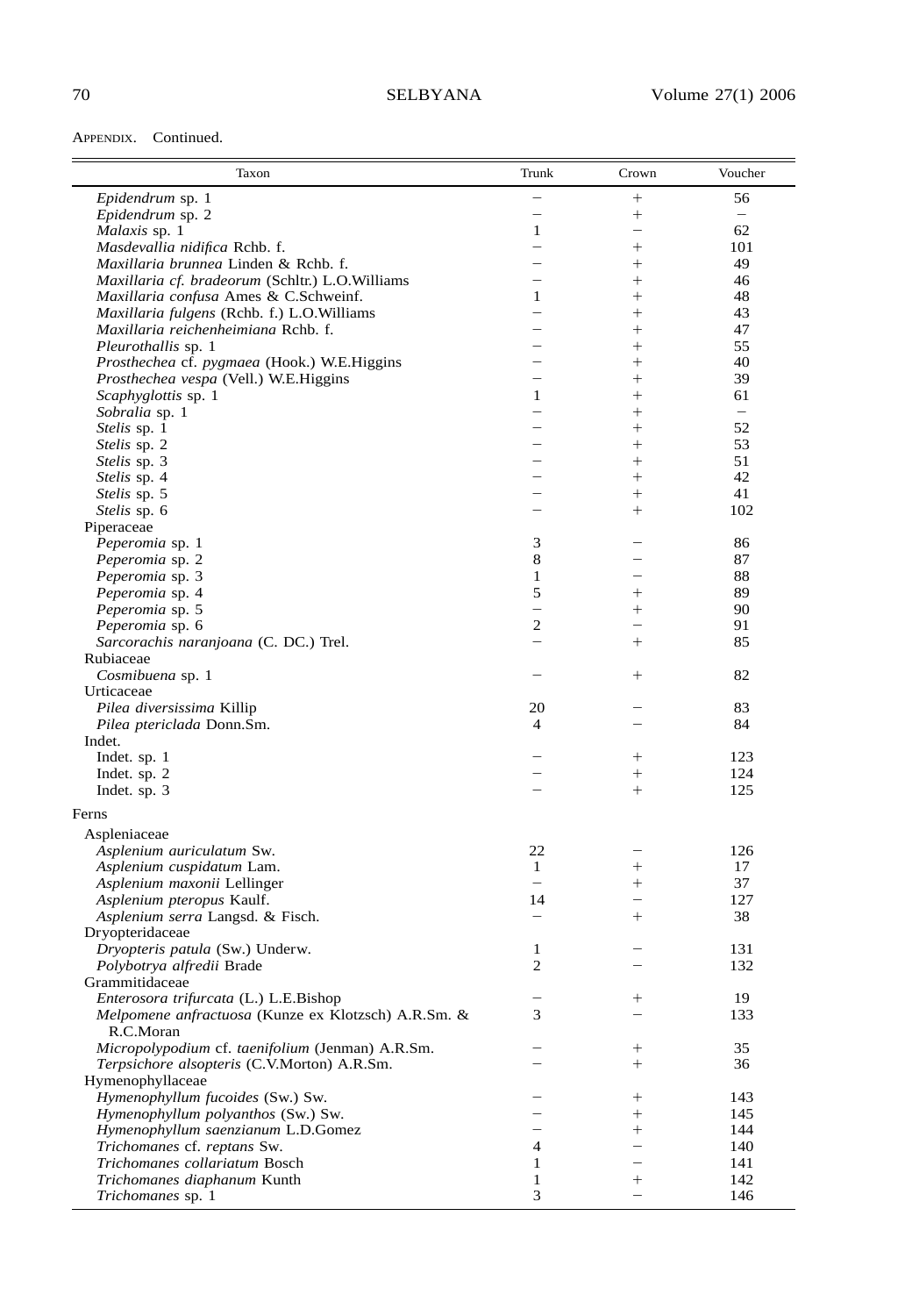Appendix. Continued.

| Taxon | Trunk | Crown | Voucher |
|---|---|---|---|
| *Epidendrum* sp. 1 | − | + | 56 |
| *Epidendrum* sp. 2 | − | + | − |
| *Malaxis* sp. 1 | 1 | − | 62 |
| *Masdevallia nidifica* Rchb. f. | − | + | 101 |
| *Maxillaria brunnea* Linden & Rchb. f. | − | + | 49 |
| *Maxillaria cf. bradeorum* (Schltr.) L.O.Williams | − | + | 46 |
| *Maxillaria confusa* Ames & C.Schweinf. | 1 | + | 48 |
| *Maxillaria fulgens* (Rchb. f.) L.O.Williams | − | + | 43 |
| *Maxillaria reichenheimiana* Rchb. f. | − | + | 47 |
| *Pleurothallis* sp. 1 | − | + | 55 |
| *Prosthechea* cf. *pygmaea* (Hook.) W.E.Higgins | − | + | 40 |
| *Prosthechea vespa* (Vell.) W.E.Higgins | − | + | 39 |
| *Scaphyglottis* sp. 1 | 1 | + | 61 |
| *Sobralia* sp. 1 | − | + | − |
| *Stelis* sp. 1 | − | + | 52 |
| *Stelis* sp. 2 | − | + | 53 |
| *Stelis* sp. 3 | − | + | 51 |
| *Stelis* sp. 4 | − | + | 42 |
| *Stelis* sp. 5 | − | + | 41 |
| *Stelis* sp. 6 | − | + | 102 |
| Piperaceae | | | |
| *Peperomia* sp. 1 | 3 | − | 86 |
| *Peperomia* sp. 2 | 8 | − | 87 |
| *Peperomia* sp. 3 | 1 | − | 88 |
| *Peperomia* sp. 4 | 5 | + | 89 |
| *Peperomia* sp. 5 | − | + | 90 |
| *Peperomia* sp. 6 | 2 | − | 91 |
| *Sarcorachis naranjoana* (C. DC.) Trel. | − | + | 85 |
| Rubiaceae | | | |
| *Cosmibuena* sp. 1 | − | + | 82 |
| Urticaceae | | | |
| *Pilea diversissima* Killip | 20 | − | 83 |
| *Pilea ptericlada* Donn.Sm. | 4 | − | 84 |
| Indet. | | | |
| Indet. sp. 1 | − | + | 123 |
| Indet. sp. 2 | − | + | 124 |
| Indet. sp. 3 | − | + | 125 |
| Ferns | | | |
| Aspleniaceae | | | |
| *Asplenium auriculatum* Sw. | 22 | − | 126 |
| *Asplenium cuspidatum* Lam. | 1 | + | 17 |
| *Asplenium maxonii* Lellinger | − | + | 37 |
| *Asplenium pteropus* Kaulf. | 14 | − | 127 |
| *Asplenium serra* Langsd. & Fisch. | − | + | 38 |
| Dryopteridaceae | | | |
| *Dryopteris patula* (Sw.) Underw. | 1 | − | 131 |
| *Polybotrya alfredii* Brade | 2 | − | 132 |
| Grammitidaceae | | | |
| *Enterosora trifurcata* (L.) L.E.Bishop | − | + | 19 |
| *Melpomene anfractuosa* (Kunze ex Klotzsch) A.R.Sm. & R.C.Moran | 3 | − | 133 |
| *Micropolypodium* cf. *taenifolium* (Jenman) A.R.Sm. | − | + | 35 |
| *Terpsichore alsopteris* (C.V.Morton) A.R.Sm. | − | + | 36 |
| Hymenophyllaceae | | | |
| *Hymenophyllum fucoides* (Sw.) Sw. | − | + | 143 |
| *Hymenophyllum polyanthos* (Sw.) Sw. | − | + | 145 |
| *Hymenophyllum saenzianum* L.D.Gomez | − | + | 144 |
| *Trichomanes* cf. *reptans* Sw. | 4 | − | 140 |
| *Trichomanes collariatum* Bosch | 1 | − | 141 |
| *Trichomanes diaphanum* Kunth | 1 | + | 142 |
| *Trichomanes* sp. 1 | 3 | − | 146 |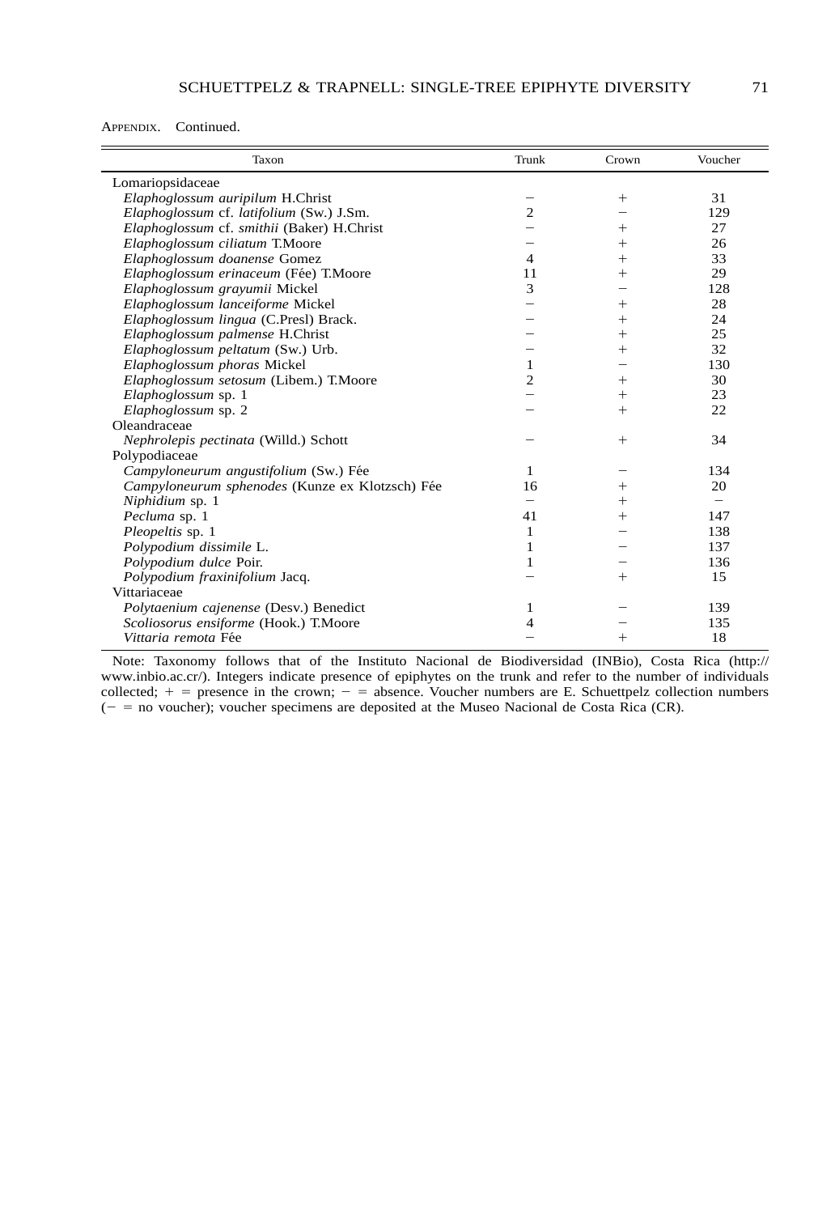APPENDIX. Continued.

| Taxon | Trunk | Crown | Voucher |
|---|---|---|---|
| Lomariopsidaceae | | | |
| *Elaphoglossum auripilum* H.Christ | − | + | 31 |
| *Elaphoglossum* cf. *latifolium* (Sw.) J.Sm. | 2 | − | 129 |
| *Elaphoglossum* cf. *smithii* (Baker) H.Christ | − | + | 27 |
| *Elaphoglossum ciliatum* T.Moore | − | + | 26 |
| *Elaphoglossum doanense* Gomez | 4 | + | 33 |
| *Elaphoglossum erinaceum* (Fée) T.Moore | 11 | + | 29 |
| *Elaphoglossum grayumii* Mickel | 3 | − | 128 |
| *Elaphoglossum lanceiforme* Mickel | − | + | 28 |
| *Elaphoglossum lingua* (C.Presl) Brack. | − | + | 24 |
| *Elaphoglossum palmense* H.Christ | − | + | 25 |
| *Elaphoglossum peltatum* (Sw.) Urb. | − | + | 32 |
| *Elaphoglossum phoras* Mickel | 1 | − | 130 |
| *Elaphoglossum setosum* (Libem.) T.Moore | 2 | + | 30 |
| *Elaphoglossum* sp. 1 | − | + | 23 |
| *Elaphoglossum* sp. 2 | − | + | 22 |
| Oleandraceae | | | |
| *Nephrolepis pectinata* (Willd.) Schott | − | + | 34 |
| Polypodiaceae | | | |
| *Campyloneurum angustifolium* (Sw.) Fée | 1 | − | 134 |
| *Campyloneurum sphenodes* (Kunze ex Klotzsch) Fée | 16 | + | 20 |
| *Niphidium* sp. 1 | − | + | − |
| *Pecluma* sp. 1 | 41 | + | 147 |
| *Pleopeltis* sp. 1 | 1 | − | 138 |
| *Polypodium dissimile* L. | 1 | − | 137 |
| *Polypodium dulce* Poir. | 1 | − | 136 |
| *Polypodium fraxinifolium* Jacq. | − | + | 15 |
| Vittariaceae | | | |
| *Polytaenium cajenense* (Desv.) Benedict | 1 | − | 139 |
| *Scoliosorus ensiforme* (Hook.) T.Moore | 4 | − | 135 |
| *Vittaria remota* Fée | − | + | 18 |

Note: Taxonomy follows that of the Instituto Nacional de Biodiversidad (INBio), Costa Rica (http://www.inbio.ac.cr/). Integers indicate presence of epiphytes on the trunk and refer to the number of individuals collected; + = presence in the crown; − = absence. Voucher numbers are E. Schuettpelz collection numbers (− = no voucher); voucher specimens are deposited at the Museo Nacional de Costa Rica (CR).